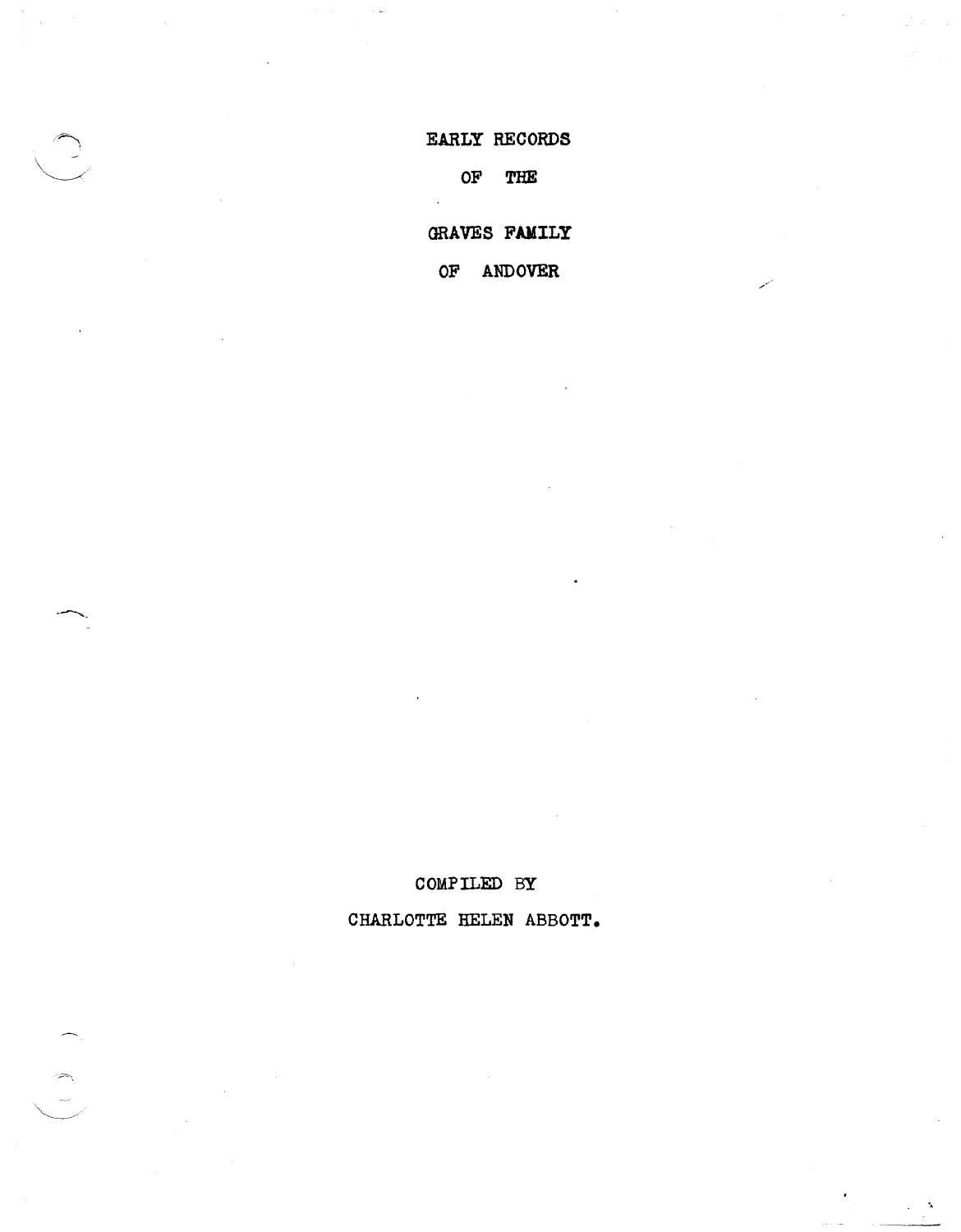# EARLY RECORDS

# OF THE

# GRAVES FAMILY

# OF ANDOVER

COMPILED BY

CHARLOTTE HELEN ABBOTT.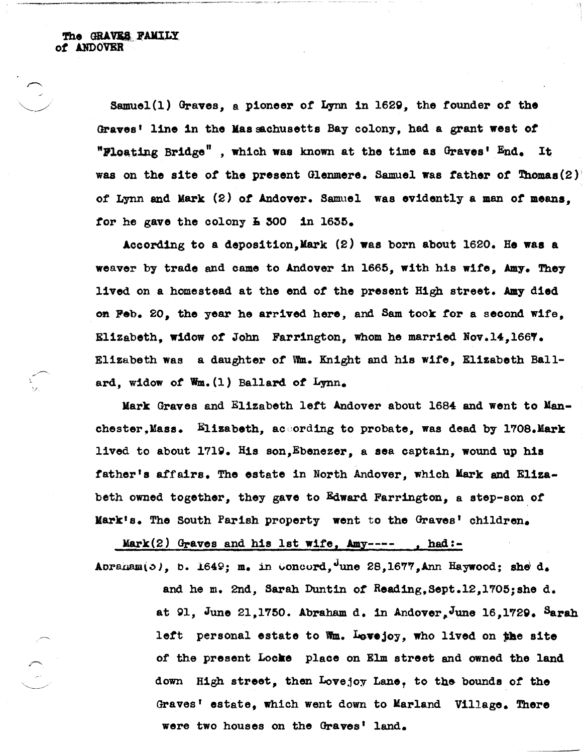The GRAVES FAMILY
of ANDOVER

Samuel(1) Graves, a pioneer of Lynn in 1629, the founder of the Graves' line in the Massachusetts Bay colony, had a grant west of "Floating Bridge" , which was known at the time as Graves' End. It was on the site of the present Glenmere. Samuel was father of Thomas(2) of Lynn and Mark (2) of Andover. Samuel was evidently a man of means, for he gave the colony £ 300 in 1635.

According to a deposition, Mark (2) was born about 1620. He was a weaver by trade and came to Andover in 1665, with his wife, Amy. They lived on a homestead at the end of the present High street. Amy died on Feb. 20, the year he arrived here, and Sam took for a second wife, Elizabeth, widow of John Farrington, whom he married Nov.14,1667. Elizabeth was a daughter of Wm. Knight and his wife, Elizabeth Ballard, widow of Wm.(1) Ballard of Lynn.

Mark Graves and Elizabeth left Andover about 1684 and went to Manchester, Mass. Elizabeth, according to probate, was dead by 1708. Mark lived to about 1719. His son, Ebenezer, a sea captain, wound up his father's affairs. The estate in North Andover, which Mark and Elizabeth owned together, they gave to Edward Farrington, a step-son of Mark's. The South Parish property went to the Graves' children.

Mark(2) Graves and his 1st wife, Amy---- , had:-

Abraham(3), b. 1649; m. in Concord, June 28,1677, Ann Haywood; she d. and he m. 2nd, Sarah Duntin of Reading, Sept.12,1705; she d. at 91, June 21,1750. Abraham d. in Andover, June 16,1729. Sarah left personal estate to Wm. Lovejoy, who lived on the site of the present Locke place on Elm street and owned the land down High street, then Lovejoy Lane, to the bounds of the Graves' estate, which went down to Marland Village. There were two houses on the Graves' land.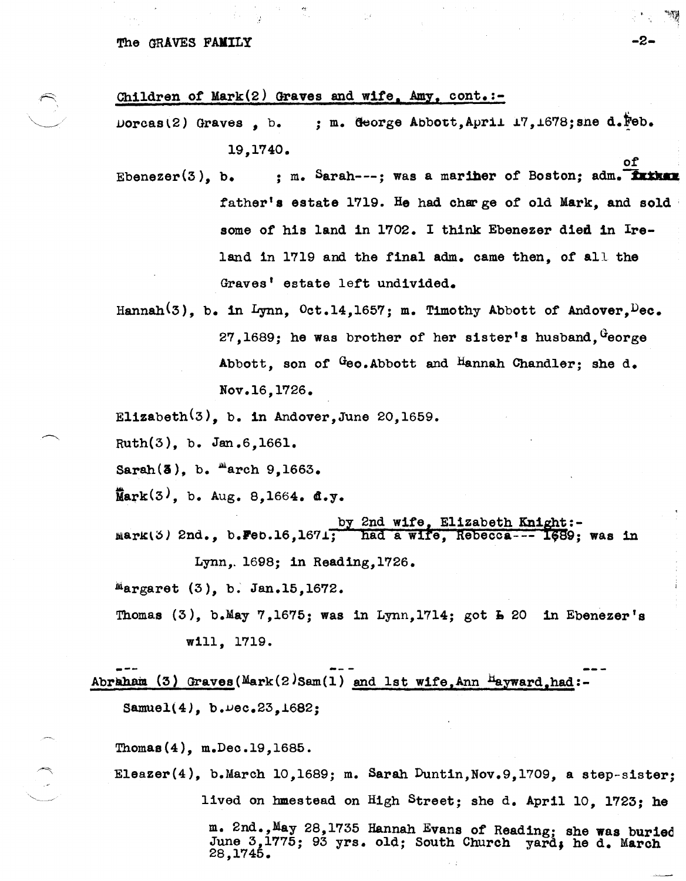Children of Mark(2) Graves and wife, Amy, cont.:-

Dorcas(2) Graves , b. ; m. George Abbott, April 17,1678; she d. Feb. 19,1740.

Ebenezer(3), b. ; m. Sarah---; was a mariner of Boston; adm. of father's estate 1719. He had charge of old Mark, and sold some of his land in 1702. I think Ebenezer died in Ireland in 1719 and the final adm. came then, of all the Graves' estate left undivided.

Hannah(3), b. in Lynn, Oct.14,1657; m. Timothy Abbott of Andover, Dec. 27,1689; he was brother of her sister's husband, George Abbott, son of Geo. Abbott and Hannah Chandler; she d. Nov.16,1726.

Elizabeth(3), b. in Andover, June 20,1659.

Ruth(3), b. Jan.6,1661.

Sarah(3), b. March 9,1663.

Mark(3), b. Aug. 8,1664. d.y.

by 2nd wife, Elizabeth Knight:-

Mark(3) 2nd., b. Feb.16,1671; had a wife, Rebecca--- 1689; was in Lynn, 1698; in Reading, 1726.

Margaret (3), b. Jan.15,1672.

Thomas (3), b. May 7,1675; was in Lynn, 1714; got £ 20 in Ebenezer's will, 1719.

Abraham (3) Graves(Mark(2)Sam(1) and 1st wife, Ann Hayward, had:-

Samuel(4), b. Dec.23,1682;

Thomas(4), m. Dec.19,1685.

Eleazer(4), b. March 10,1689; m. Sarah Duntin, Nov.9,1709, a step-sister; lived on homestead on High Street; she d. April 10, 1723; he m. 2nd., May 28,1735 Hannah Evans of Reading; she was buried June 3,1775; 93 yrs. old; South Church yard; he d. March 28,1745.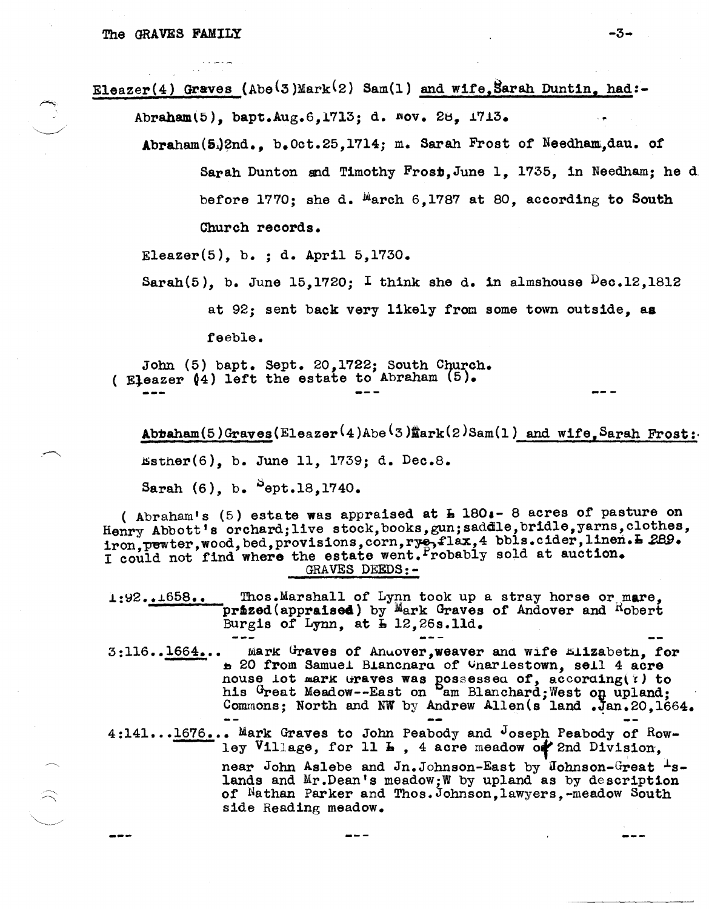Eleazer(4) Graves (Abe(3)Mark(2) Sam(1) and wife, Sarah Duntin, had:-

Abraham(5), bapt.Aug.6,1713; d. Nov. 28, 1713.

Abraham(5)2nd., b.Oct.25,1714; m. Sarah Frost of Needham, dau. of Sarah Dunton and Timothy Frost, June 1, 1735, in Needham; he d before 1770; she d. March 6,1787 at 80, according to South Church records.

Eleazer(5), b. ; d. April 5,1730.

Sarah(5), b. June 15,1720; I think she d. in almshouse Dec.12,1812 at 92; sent back very likely from some town outside, as feeble.

John (5) bapt. Sept. 20,1722; South Church.
( Eleazer (4) left the estate to Abraham (5).

--- --- ---

Abraham(5)Graves(Eleazer(4)Abe(3)Mark(2)Sam(1) and wife, Sarah Frost:

Esther(6), b. June 11, 1739; d. Dec.8.

Sarah (6), b. Sept.18,1740.

( Abraham's (5) estate was appraised at £ 180;- 8 acres of pasture on Henry Abbott's orchard; live stock, books, gun; saddle, bridle, yarns, clothes, iron, pewter, wood, bed, provisions, corn, rye, flax, 4 bbls.cider, linen. £ 289. I could not find where the estate went. Probably sold at auction.

GRAVES DEEDS:-

1:92..1658.. Thos.Marshall of Lynn took up a stray horse or mare, prized (appraised) by Mark Graves of Andover and Robert Burgis of Lynn, at £ 12,26s.11d.

--- --- --

3:116..1664... Mark Graves of Andover, weaver and wife Elizabeth, for £ 20 from Samuel Blanchard of Charlestown, sell 4 acre house lot Mark Graves was possessed of, according(?) to his Great Meadow--East on Sam Blanchard; West on upland; Commons; North and NW by Andrew Allen(s land .Jan.20,1664.

-- -- --

4:141...1676... Mark Graves to John Peabody and Joseph Peabody of Rowley Village, for 11 £ , 4 acre meadow of 2nd Division, near John Aslebe and Jn.Johnson-East by Johnson-Great Islands and Mr.Dean's meadow; W by upland as by description of Nathan Parker and Thos.Johnson, lawyers,-meadow South side Reading meadow.

--- --- ---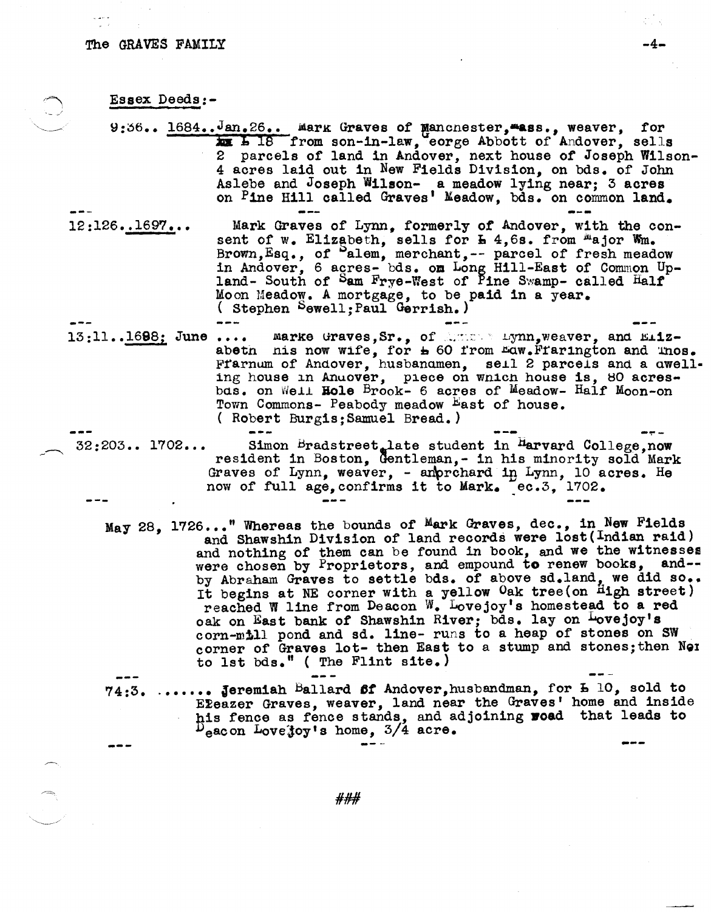Essex Deeds:-

9:36.. 1684..Jan.26.. Mark Graves of Manchester, Mass., weaver, for £ 18 from son-in-law, George Abbott of Andover, sells 2 parcels of land in Andover, next house of Joseph Wilson- 4 acres laid out in New Fields Division, on bds. of John Aslebe and Joseph Wilson- a meadow lying near; 3 acres on Pine Hill called Graves' Meadow, bds. on common land.

12:126..1697... Mark Graves of Lynn, formerly of Andover, with the consent of w. Elizabeth, sells for £ 4,6s. from Major Wm. Brown, Esq., of Salem, merchant,-- parcel of fresh meadow in Andover, 6 acres- bds. on Long Hill-East of Common Upland- South of Sam Frye-West of Pine Swamp- called Half Moon Meadow. A mortgage, to be paid in a year. ( Stephen Sewell; Paul Gerrish.)

13:11..1698; June .... Marke Graves, Sr., of ...... Lynn, weaver, and Elizabeth his now wife, for £ 60 from Edw. Ffarington and Thos. Ffarnum of Andover, husbandmen, sell 2 parcels and a dwelling house in Andover, piece on which house is, 80 acres- bds. on Well Hole Brook- 6 acres of Meadow- Half Moon-on Town Commons- Peabody meadow East of house. ( Robert Burgis; Samuel Bread.)

32:203.. 1702... Simon Bradstreet, late student in Harvard College, now resident in Boston, Gentleman,- in his minority sold Mark Graves of Lynn, weaver, - an orchard in Lynn, 10 acres. He now of full age, confirms it to Mark. Dec.3, 1702.

May 28, 1726..." Whereas the bounds of Mark Graves, dec., in New Fields and Shawshin Division of land records were lost (Indian raid) and nothing of them can be found in book, and we the witnesses were chosen by Proprietors, and empound to renew books, and-- by Abraham Graves to settle bds. of above sd. land, we did so.. It begins at NE corner with a yellow Oak tree (on High street) reached W line from Deacon W. Lovejoy's homestead to a red oak on East bank of Shawshin River; bds. lay on Lovejoy's corn-mill pond and sd. line- runs to a heap of stones on SW corner of Graves lot- then East to a stump and stones; then Nor to 1st bds." ( The Flint site.)

74:3. ...... Jeremiah Ballard of Andover, husbandman, for £ 10, sold to Eleazer Graves, weaver, land near the Graves' home and inside his fence as fence stands, and adjoining road that leads to Deacon Lovejoy's home, 3/4 acre.

###